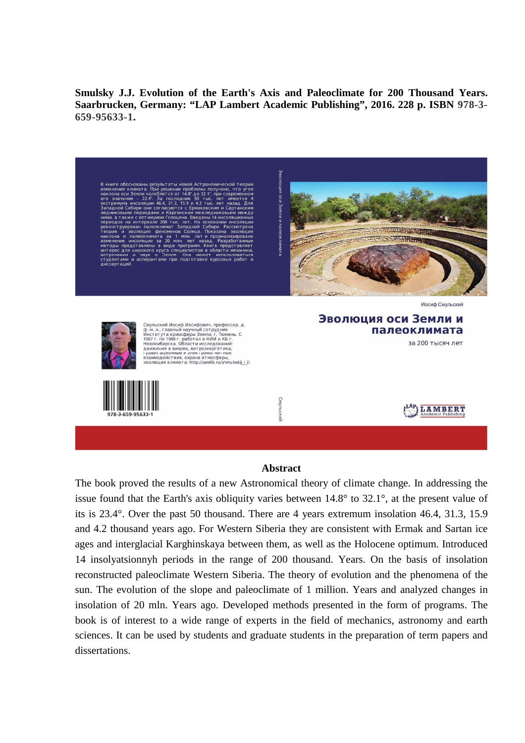**Smulsky J.J. Evolution of the Earth's Axis and Paleoclimate for 200 Thousand Years. Saarbrucken, Germany: "LAP Lambert Academic Publishing", 2016. 228 p. ISBN 978-3-659-95633-1.**

## Abstract

The book proved the results of a new Astronomical theory of climate change. In addressing the issue found that the Earth's axis obliquity varies between 14.8° to 32.1°, at the present value of its is 23.4°. Over the past 50 thousand. There are 4 years extremum insolation 46.4, 31.3, 15.9 and 4.2 thousand years ago. For Western Siberia they are consistent with Ermak and Sartan ice ages and interglacial Karghinskaya between them, as well as the Holocene optimum. Introduced 14 insolyatsionnyh periods in the range of 200 thousand. Years. On the basis of insolation reconstructed paleoclimate Western Siberia. The theory of evolution and the phenomena of the sun. The evolution of the slope and paleoclimate of 1 million. Years and analyzed changes in insolation of 20 mln. Years ago. Developed methods presented in the form of programs. The book is of interest to a wide range of experts in the field of mechanics, astronomy and earth sciences. It can be used by students and graduate students in the preparation of term papers and dissertations.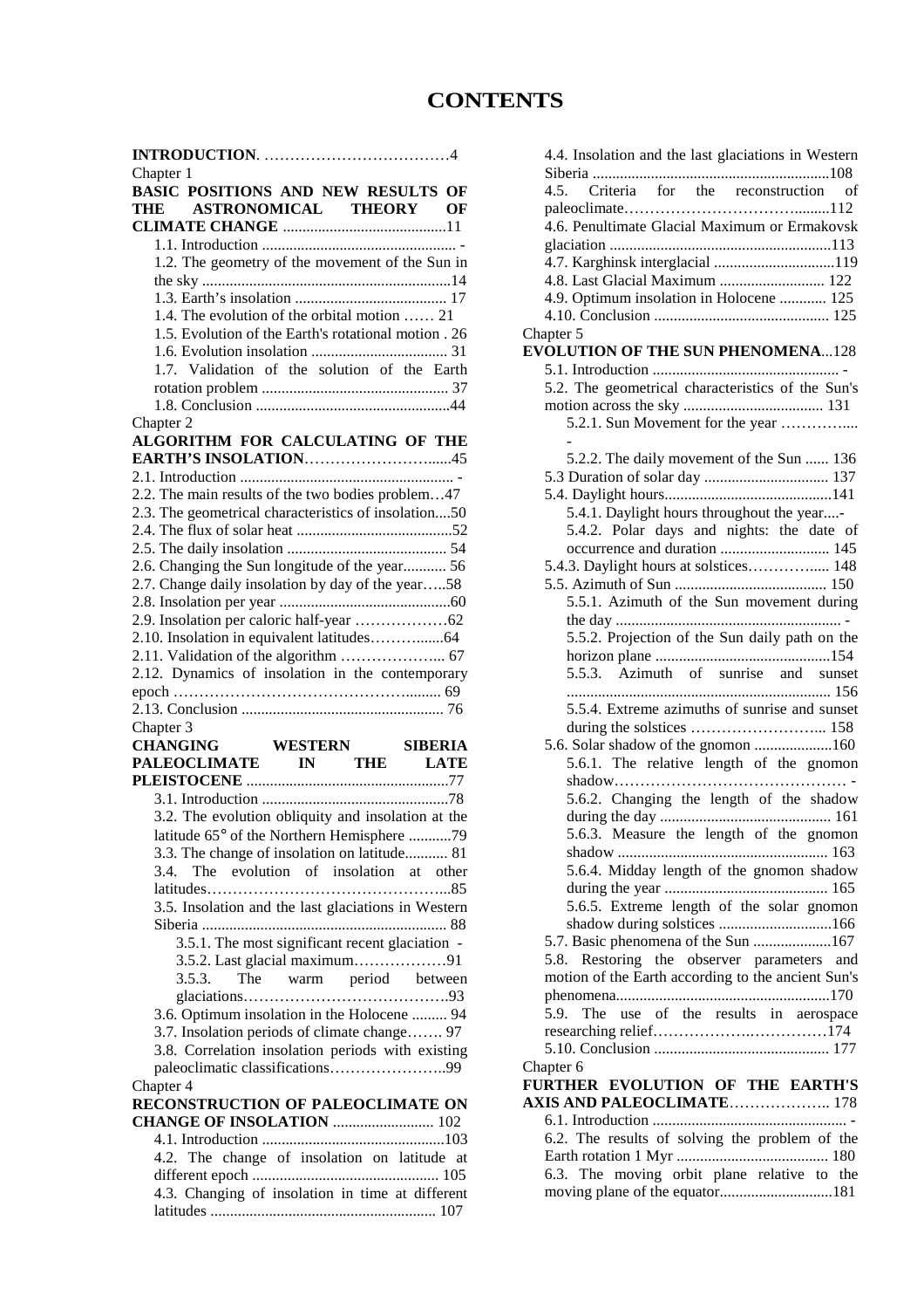# CONTENTS

**INTRODUCTION**. ………………………………4

Chapter 1

**BASIC POSITIONS AND NEW RESULTS OF THE ASTRONOMICAL THEORY OF CLIMATE CHANGE** ..........................................11

- 1.1. Introduction .................................................. -
- 1.2. The geometry of the movement of the Sun in the sky ...............................................................14
- 1.3. Earth's insolation ....................................... 17
- 1.4. The evolution of the orbital motion …… 21
- 1.5. Evolution of the Earth's rotational motion . 26
- 1.6. Evolution insolation ................................... 31
- 1.7. Validation of the solution of the Earth rotation problem ................................................ 37
- 1.8. Conclusion ..................................................44

Chapter 2

**ALGORITHM FOR CALCULATING OF THE EARTH'S INSOLATION**……………………......45

- 2.1. Introduction ....................................................... -
- 2.2. The main results of the two bodies problem…47
- 2.3. The geometrical characteristics of insolation....50
- 2.4. The flux of solar heat ........................................52
- 2.5. The daily insolation ......................................... 54
- 2.6. Changing the Sun longitude of the year........... 56
- 2.7. Change daily insolation by day of the year…..58
- 2.8. Insolation per year ............................................60
- 2.9. Insolation per caloric half-year ………………62
- 2.10. Insolation in equivalent latitudes…………......64
- 2.11. Validation of the algorithm ………………... 67
- 2.12. Dynamics of insolation in the contemporary epoch …………………………………………......... 69
- 2.13. Conclusion .................................................... 76

Chapter 3

**CHANGING WESTERN SIBERIA PALEOCLIMATE IN THE LATE PLEISTOCENE** ....................................................77

- 3.1. Introduction ................................................78
- 3.2. The evolution obliquity and insolation at the latitude 65° of the Northern Hemisphere ...........79
- 3.3. The change of insolation on latitude........... 81
- 3.4. The evolution of insolation at other latitudes…………………………………………...85
- 3.5. Insolation and the last glaciations in Western Siberia .............................................................. 88
    - 3.5.1. The most significant recent glaciation -
    - 3.5.2. Last glacial maximum………………91
    - 3.5.3. The warm period between glaciations………………………………….93
- 3.6. Optimum insolation in the Holocene ......... 94
- 3.7. Insolation periods of climate change……. 97
- 3.8. Correlation insolation periods with existing paleoclimatic classifications…………………..99

Chapter 4

**RECONSTRUCTION OF PALEOCLIMATE ON CHANGE OF INSOLATION** .......................... 102

- 4.1. Introduction ..............................................103
- 4.2. The change of insolation on latitude at different epoch ............................................... 105
- 4.3. Changing of insolation in time at different latitudes ......................................................... 107
- 4.4. Insolation and the last glaciations in Western Siberia ............................................................108
- 4.5. Criteria for the reconstruction of paleoclimate……………………………….........112
- 4.6. Penultimate Glacial Maximum or Ermakovsk glaciation ........................................................113
- 4.7. Karghinsk interglacial ...............................119
- 4.8. Last Glacial Maximum ........................... 122
- 4.9. Optimum insolation in Holocene ............ 125
- 4.10. Conclusion ............................................ 125

Chapter 5

**EVOLUTION OF THE SUN PHENOMENA**...128

- 5.1. Introduction ................................................ -
- 5.2. The geometrical characteristics of the Sun's motion across the sky .................................... 131
    - 5.2.1. Sun Movement for the year …………..... -
    - 5.2.2. The daily movement of the Sun ...... 136
- 5.3 Duration of solar day ................................ 137
- 5.4. Daylight hours...........................................141
    - 5.4.1. Daylight hours throughout the year....-
    - 5.4.2. Polar days and nights: the date of occurrence and duration ............................ 145
- 5.4.3. Daylight hours at solstices………….... 148
- 5.5. Azimuth of Sun ....................................... 150
    - 5.5.1. Azimuth of the Sun movement during the day .......................................................... -
    - 5.5.2. Projection of the Sun daily path on the horizon plane .............................................154
    - 5.5.3. Azimuth of sunrise and sunset ................................................................... 156
    - 5.5.4. Extreme azimuths of sunrise and sunset during the solstices ……………………... 158
- 5.6. Solar shadow of the gnomon ....................160
    - 5.6.1. The relative length of the gnomon shadow………………………………………. -
    - 5.6.2. Changing the length of the shadow during the day ............................................ 161
    - 5.6.3. Measure the length of the gnomon shadow ...................................................... 163
    - 5.6.4. Midday length of the gnomon shadow during the year .......................................... 165
    - 5.6.5. Extreme length of the solar gnomon shadow during solstices .............................166
- 5.7. Basic phenomena of the Sun ....................167
- 5.8. Restoring the observer parameters and motion of the Earth according to the ancient Sun's phenomena.......................................................170
- 5.9. The use of the results in aerospace researching relief……………….……………174
- 5.10. Conclusion ............................................. 177

Chapter 6

**FURTHER EVOLUTION OF THE EARTH'S AXIS AND PALEOCLIMATE**……………….. 178

- 6.1. Introduction .................................................. -
- 6.2. The results of solving the problem of the Earth rotation 1 Myr ....................................... 180
- 6.3. The moving orbit plane relative to the moving plane of the equator.............................181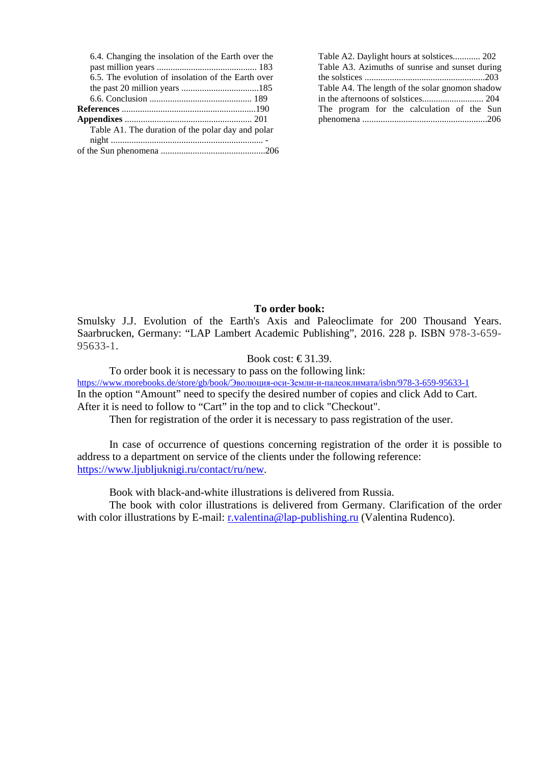6.4. Changing the insolation of the Earth over the past million years ........................................... 183

6.5. The evolution of insolation of the Earth over the past 20 million years .................................185

6.6. Conclusion ............................................ 189

**References** ..........................................................190

**Appendixes** ....................................................... 201

Table A1. The duration of the polar day and polar night ................................................................. -

of the Sun phenomena .............................................206

Table A2. Daylight hours at solstices............ 202

Table A3. Azimuths of sunrise and sunset during the solstices ....................................................203

Table A4. The length of the solar gnomon shadow in the afternoons of solstices........................... 204

The program for the calculation of the Sun phenomena ......................................................206

**To order book:**

Smulsky J.J. Evolution of the Earth's Axis and Paleoclimate for 200 Thousand Years. Saarbrucken, Germany: "LAP Lambert Academic Publishing", 2016. 228 p. ISBN 978-3-659-95633-1.

Book cost: € 31.39.

To order book it is necessary to pass on the following link:
https://www.morebooks.de/store/gb/book/Эволюция-оси-Земли-и-палеоклимата/isbn/978-3-659-95633-1
In the option "Amount" need to specify the desired number of copies and click Add to Cart. After it is need to follow to "Cart" in the top and to click "Checkout".

Then for registration of the order it is necessary to pass registration of the user.

In case of occurrence of questions concerning registration of the order it is possible to address to a department on service of the clients under the following reference: https://www.ljubljuknigi.ru/contact/ru/new.

Book with black-and-white illustrations is delivered from Russia.

The book with color illustrations is delivered from Germany. Clarification of the order with color illustrations by E-mail: r.valentina@lap-publishing.ru (Valentina Rudenco).